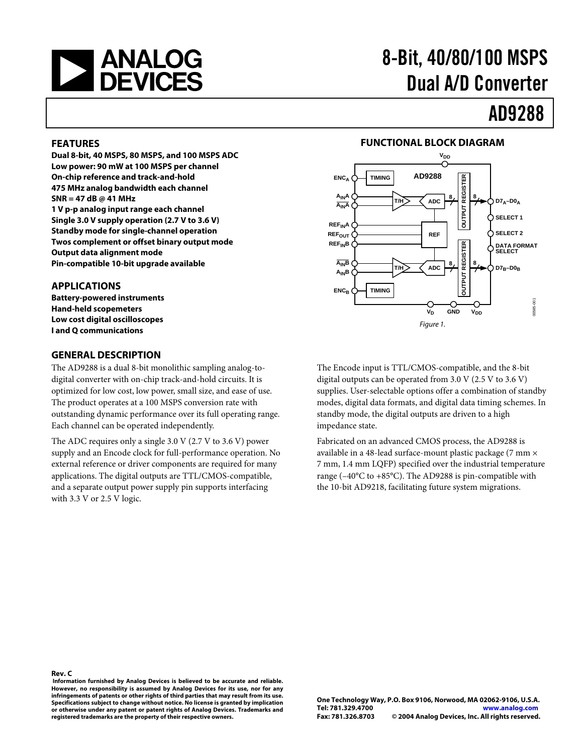# 8-Bit, 40/80/100 MSPS Dual A/D Converter

# AD9288

## FEATURES

**Dual 8-bit, 40 MSPS, 80 MSPS, and 100 MSPS ADC**
**Low power: 90 mW at 100 MSPS per channel**
**On-chip reference and track-and-hold**
**475 MHz analog bandwidth each channel**
**SNR = 47 dB @ 41 MHz**
**1 V p-p analog input range each channel**
**Single 3.0 V supply operation (2.7 V to 3.6 V)**
**Standby mode for single-channel operation**
**Twos complement or offset binary output mode**
**Output data alignment mode**
**Pin-compatible 10-bit upgrade available**

## APPLICATIONS

**Battery-powered instruments**
**Hand-held scopemeters**
**Low cost digital oscilloscopes**
**I and Q communications**

## FUNCTIONAL BLOCK DIAGRAM

Figure 1.

## GENERAL DESCRIPTION

The AD9288 is a dual 8-bit monolithic sampling analog-to-digital converter with on-chip track-and-hold circuits. It is optimized for low cost, low power, small size, and ease of use. The product operates at a 100 MSPS conversion rate with outstanding dynamic performance over its full operating range. Each channel can be operated independently.

The ADC requires only a single 3.0 V (2.7 V to 3.6 V) power supply and an Encode clock for full-performance operation. No external reference or driver components are required for many applications. The digital outputs are TTL/CMOS-compatible, and a separate output power supply pin supports interfacing with 3.3 V or 2.5 V logic.

The Encode input is TTL/CMOS-compatible, and the 8-bit digital outputs can be operated from 3.0 V (2.5 V to 3.6 V) supplies. User-selectable options offer a combination of standby modes, digital data formats, and digital data timing schemes. In standby mode, the digital outputs are driven to a high impedance state.

Fabricated on an advanced CMOS process, the AD9288 is available in a 48-lead surface-mount plastic package (7 mm × 7 mm, 1.4 mm LQFP) specified over the industrial temperature range (−40°C to +85°C). The AD9288 is pin-compatible with the 10-bit AD9218, facilitating future system migrations.

**Rev. C**

**Information furnished by Analog Devices is believed to be accurate and reliable. However, no responsibility is assumed by Analog Devices for its use, nor for any infringements of patents or other rights of third parties that may result from its use. Specifications subject to change without notice. No license is granted by implication or otherwise under any patent or patent rights of Analog Devices. Trademarks and registered trademarks are the property of their respective owners.**

**One Technology Way, P.O. Box 9106, Norwood, MA 02062-9106, U.S.A.**
**Tel: 781.329.4700 www.analog.com**
**Fax: 781.326.8703 © 2004 Analog Devices, Inc. All rights reserved.**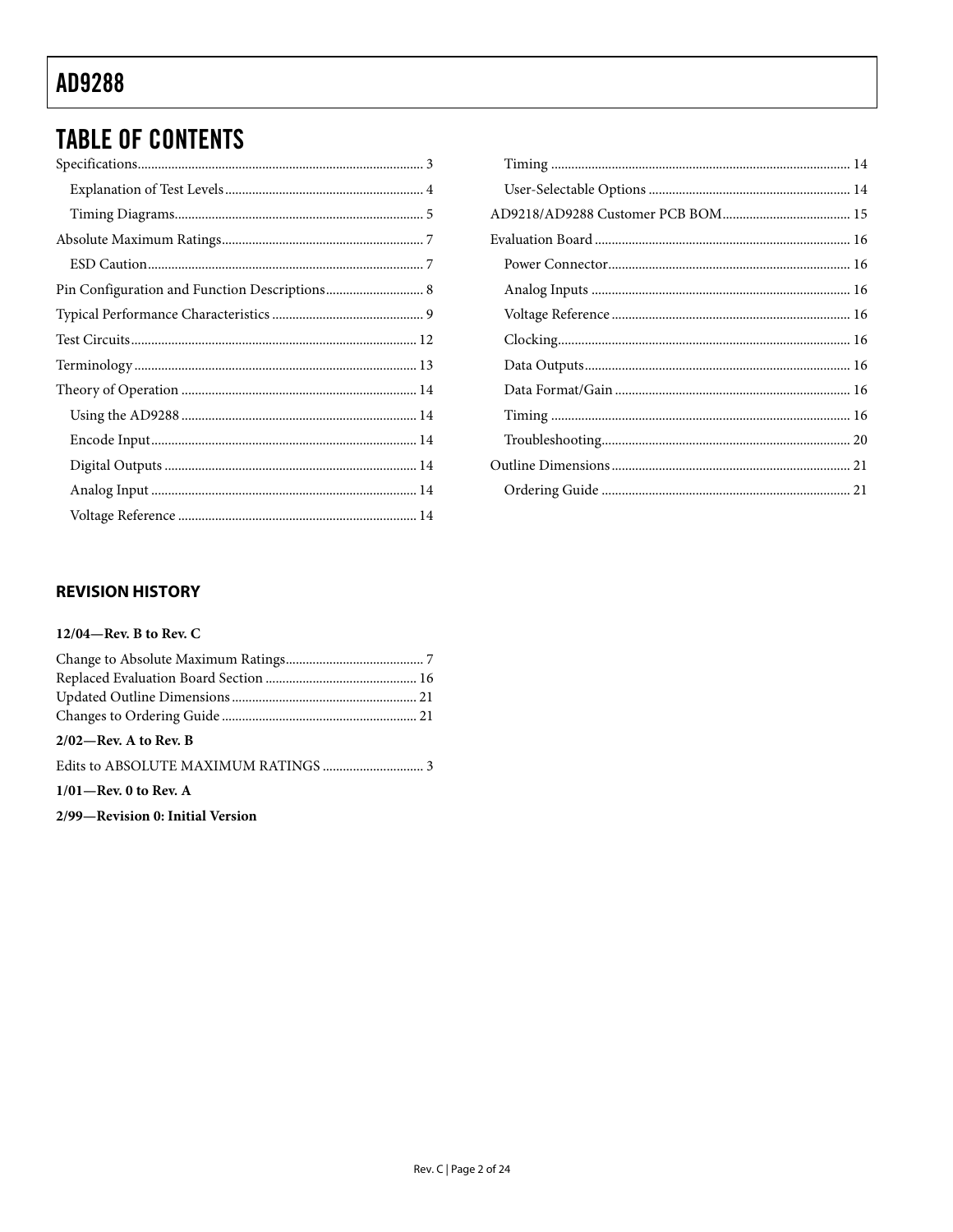## TABLE OF CONTENTS

Specifications .................................................................................... 3
  Explanation of Test Levels ........................................................... 4
  Timing Diagrams ......................................................................... 5
Absolute Maximum Ratings ............................................................ 7
  ESD Caution ................................................................................. 7
Pin Configuration and Function Descriptions ............................. 8
Typical Performance Characteristics ............................................. 9
Test Circuits .................................................................................... 12
Terminology .................................................................................... 13
Theory of Operation ...................................................................... 14
  Using the AD9288 ...................................................................... 14
  Encode Input ............................................................................... 14
  Digital Outputs ........................................................................... 14
  Analog Input ............................................................................... 14
  Voltage Reference ....................................................................... 14
  Timing ......................................................................................... 14
  User-Selectable Options ............................................................ 14
AD9218/AD9288 Customer PCB BOM ....................................... 15
Evaluation Board ............................................................................ 16
  Power Connector ........................................................................ 16
  Analog Inputs ............................................................................. 16
  Voltage Reference ....................................................................... 16
  Clocking ....................................................................................... 16
  Data Outputs ............................................................................... 16
  Data Format/Gain ...................................................................... 16
  Timing ......................................................................................... 16
  Troubleshooting .......................................................................... 20
Outline Dimensions ....................................................................... 21
  Ordering Guide .......................................................................... 21

### REVISION HISTORY

**12/04—Rev. B to Rev. C**

Change to Absolute Maximum Ratings ......................................... 7
Replaced Evaluation Board Section ............................................. 16
Updated Outline Dimensions ....................................................... 21
Changes to Ordering Guide .......................................................... 21

**2/02—Rev. A to Rev. B**

Edits to ABSOLUTE MAXIMUM RATINGS .............................. 3

**1/01—Rev. 0 to Rev. A**

**2/99—Revision 0: Initial Version**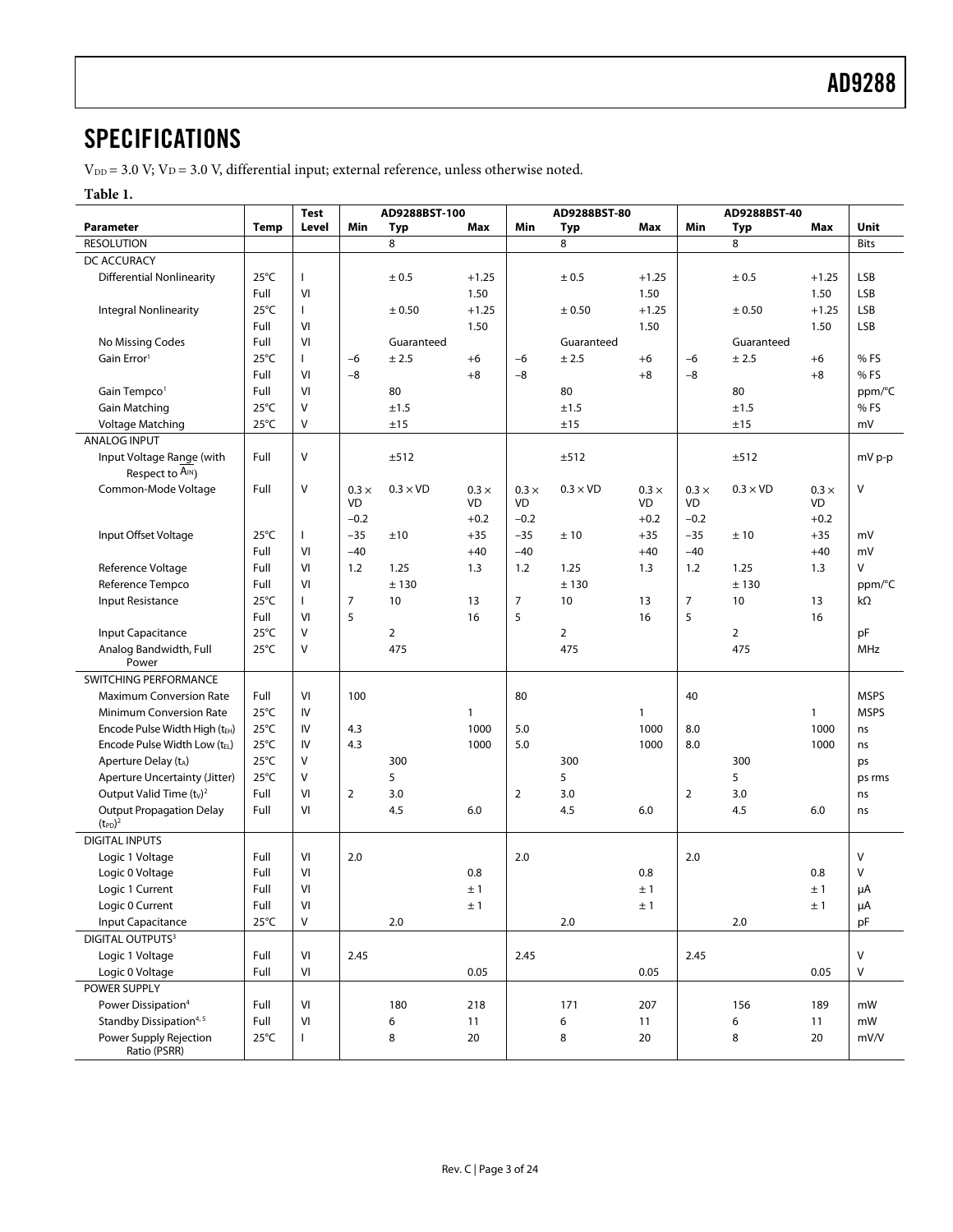## SPECIFICATIONS

$V_{DD}$ = 3.0 V; $V_D$ = 3.0 V, differential input; external reference, unless otherwise noted.

**Table 1.**

| Parameter | Temp | Test Level | AD9288BST-100 | | | AD9288BST-80 | | | AD9288BST-40 | | | Unit |
|---|---|---|---|---|---|---|---|---|---|---|---|---|
| | | | Min | Typ | Max | Min | Typ | Max | Min | Typ | Max | |
| RESOLUTION | | | | 8 | | | 8 | | | 8 | | Bits |
| DC ACCURACY | | | | | | | | | | | | |
| Differential Nonlinearity | 25°C | I | | ± 0.5 | +1.25 | | ± 0.5 | +1.25 | | ± 0.5 | +1.25 | LSB |
| | Full | VI | | | 1.50 | | | 1.50 | | | 1.50 | LSB |
| Integral Nonlinearity | 25°C | I | | ± 0.50 | +1.25 | | ± 0.50 | +1.25 | | ± 0.50 | +1.25 | LSB |
| | Full | VI | | | 1.50 | | | 1.50 | | | 1.50 | LSB |
| No Missing Codes | Full | VI | | Guaranteed | | | Guaranteed | | | Guaranteed | | |
| Gain Error[1] | 25°C | I | −6 | ± 2.5 | +6 | −6 | ± 2.5 | +6 | −6 | ± 2.5 | +6 | % FS |
| | Full | VI | −8 | | +8 | −8 | | +8 | −8 | | +8 | % FS |
| Gain Tempco[1] | Full | VI | | 80 | | | 80 | | | 80 | | ppm/°C |
| Gain Matching | 25°C | V | | ±1.5 | | | ±1.5 | | | ±1.5 | | % FS |
| Voltage Matching | 25°C | V | | ±15 | | | ±15 | | | ±15 | | mV |
| ANALOG INPUT | | | | | | | | | | | | |
| Input Voltage Range (with Respect to $\overline{A_{IN}}$) | Full | V | | ±512 | | | ±512 | | | ±512 | | mV p-p |
| Common-Mode Voltage | Full | V | 0.3 × VD −0.2 | 0.3 × VD | 0.3 × VD +0.2 | 0.3 × VD −0.2 | 0.3 × VD | 0.3 × VD +0.2 | 0.3 × VD −0.2 | 0.3 × VD | 0.3 × VD +0.2 | V |
| Input Offset Voltage | 25°C | I | −35 | ±10 | +35 | −35 | ± 10 | +35 | −35 | ± 10 | +35 | mV |
| | Full | VI | −40 | | +40 | −40 | | +40 | −40 | | +40 | mV |
| Reference Voltage | Full | VI | 1.2 | 1.25 | 1.3 | 1.2 | 1.25 | 1.3 | 1.2 | 1.25 | 1.3 | V |
| Reference Tempco | Full | VI | | ± 130 | | | ± 130 | | | ± 130 | | ppm/°C |
| Input Resistance | 25°C | I | 7 | 10 | 13 | 7 | 10 | 13 | 7 | 10 | 13 | kΩ |
| | Full | VI | 5 | | 16 | 5 | | 16 | 5 | | 16 | |
| Input Capacitance | 25°C | V | | 2 | | | 2 | | | 2 | | pF |
| Analog Bandwidth, Full Power | 25°C | V | | 475 | | | 475 | | | 475 | | MHz |
| SWITCHING PERFORMANCE | | | | | | | | | | | | |
| Maximum Conversion Rate | Full | VI | 100 | | | 80 | | | 40 | | | MSPS |
| Minimum Conversion Rate | 25°C | IV | | | 1 | | | 1 | | | 1 | MSPS |
| Encode Pulse Width High ($t_{EH}$) | 25°C | IV | 4.3 | | 1000 | 5.0 | | 1000 | 8.0 | | 1000 | ns |
| Encode Pulse Width Low ($t_{EL}$) | 25°C | IV | 4.3 | | 1000 | 5.0 | | 1000 | 8.0 | | 1000 | ns |
| Aperture Delay ($t_A$) | 25°C | V | | 300 | | | 300 | | | 300 | | ps |
| Aperture Uncertainty (Jitter) | 25°C | V | | 5 | | | 5 | | | 5 | | ps rms |
| Output Valid Time ($t_V$)[2] | Full | VI | 2 | 3.0 | | 2 | 3.0 | | 2 | 3.0 | | ns |
| Output Propagation Delay ($t_{PD}$)[2] | Full | VI | | 4.5 | 6.0 | | 4.5 | 6.0 | | 4.5 | 6.0 | ns |
| DIGITAL INPUTS | | | | | | | | | | | | |
| Logic 1 Voltage | Full | VI | 2.0 | | | 2.0 | | | 2.0 | | | V |
| Logic 0 Voltage | Full | VI | | | 0.8 | | | 0.8 | | | 0.8 | V |
| Logic 1 Current | Full | VI | | | ± 1 | | | ± 1 | | | ± 1 | µA |
| Logic 0 Current | Full | VI | | | ± 1 | | | ± 1 | | | ± 1 | µA |
| Input Capacitance | 25°C | V | | 2.0 | | | 2.0 | | | 2.0 | | pF |
| DIGITAL OUTPUTS[3] | | | | | | | | | | | | |
| Logic 1 Voltage | Full | VI | 2.45 | | | 2.45 | | | 2.45 | | | V |
| Logic 0 Voltage | Full | VI | | | 0.05 | | | 0.05 | | | 0.05 | V |
| POWER SUPPLY | | | | | | | | | | | | |
| Power Dissipation[4] | Full | VI | | 180 | 218 | | 171 | 207 | | 156 | 189 | mW |
| Standby Dissipation[4, 5] | Full | VI | | 6 | 11 | | 6 | 11 | | 6 | 11 | mW |
| Power Supply Rejection Ratio (PSRR) | 25°C | I | | 8 | 20 | | 8 | 20 | | 8 | 20 | mV/V |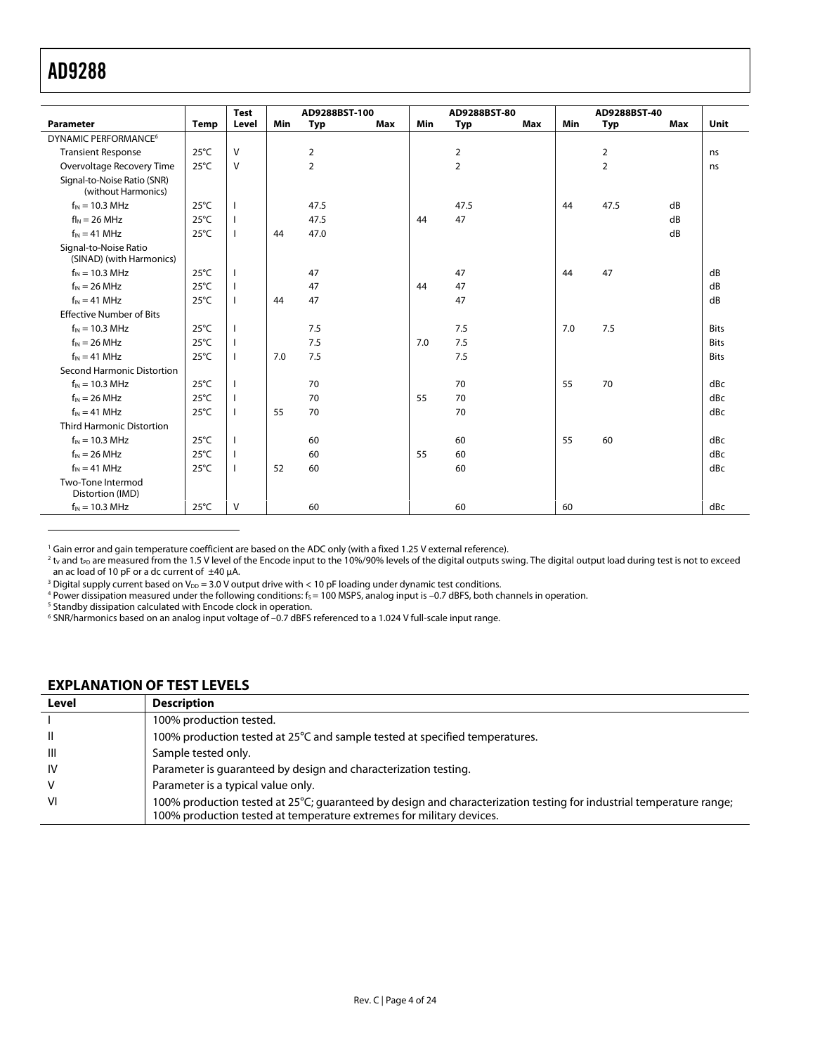| Parameter | Temp | Test Level | AD9288BST-100 | | | AD9288BST-80 | | | AD9288BST-40 | | | Unit |
|---|---|---|---|---|---|---|---|---|---|---|---|---|
| | | | Min | Typ | Max | Min | Typ | Max | Min | Typ | Max | |
| DYNAMIC PERFORMANCE[6] | | | | | | | | | | | | |
| Transient Response | 25°C | V | | 2 | | | 2 | | | 2 | | ns |
| Overvoltage Recovery Time | 25°C | V | | 2 | | | 2 | | | 2 | | ns |
| Signal-to-Noise Ratio (SNR) (without Harmonics) | | | | | | | | | | | | |
| $f_{IN}$ = 10.3 MHz | 25°C | I | | 47.5 | | | 47.5 | | 44 | 47.5 | dB | |
| $f_{IN}$ = 26 MHz | 25°C | I | | 47.5 | | 44 | 47 | | | | dB | |
| $f_{IN}$ = 41 MHz | 25°C | I | 44 | 47.0 | | | | | | | dB | |
| Signal-to-Noise Ratio (SINAD) (with Harmonics) | | | | | | | | | | | | |
| $f_{IN}$ = 10.3 MHz | 25°C | I | | 47 | | | 47 | | 44 | 47 | | dB |
| $f_{IN}$ = 26 MHz | 25°C | I | | 47 | | 44 | 47 | | | | | dB |
| $f_{IN}$ = 41 MHz | 25°C | I | 44 | 47 | | | 47 | | | | | dB |
| Effective Number of Bits | | | | | | | | | | | | |
| $f_{IN}$ = 10.3 MHz | 25°C | I | | 7.5 | | | 7.5 | | 7.0 | 7.5 | | Bits |
| $f_{IN}$ = 26 MHz | 25°C | I | | 7.5 | | 7.0 | 7.5 | | | | | Bits |
| $f_{IN}$ = 41 MHz | 25°C | I | 7.0 | 7.5 | | | 7.5 | | | | | Bits |
| Second Harmonic Distortion | | | | | | | | | | | | |
| $f_{IN}$ = 10.3 MHz | 25°C | I | | 70 | | | 70 | | 55 | 70 | | dBc |
| $f_{IN}$ = 26 MHz | 25°C | I | | 70 | | 55 | 70 | | | | | dBc |
| $f_{IN}$ = 41 MHz | 25°C | I | 55 | 70 | | | 70 | | | | | dBc |
| Third Harmonic Distortion | | | | | | | | | | | | |
| $f_{IN}$ = 10.3 MHz | 25°C | I | | 60 | | | 60 | | 55 | 60 | | dBc |
| $f_{IN}$ = 26 MHz | 25°C | I | | 60 | | 55 | 60 | | | | | dBc |
| $f_{IN}$ = 41 MHz | 25°C | I | 52 | 60 | | | 60 | | | | | dBc |
| Two-Tone Intermod Distortion (IMD) | | | | | | | | | | | | |
| $f_{IN}$ = 10.3 MHz | 25°C | V | | 60 | | | 60 | | 60 | | | dBc |

[1] Gain error and gain temperature coefficient are based on the ADC only (with a fixed 1.25 V external reference).

[2] $t_V$ and $t_{PD}$ are measured from the 1.5 V level of the Encode input to the 10%/90% levels of the digital outputs swing. The digital output load during test is not to exceed an ac load of 10 pF or a dc current of ±40 μA.

[3] Digital supply current based on $V_{DD}$ = 3.0 V output drive with < 10 pF loading under dynamic test conditions.

[4] Power dissipation measured under the following conditions: $f_S$ = 100 MSPS, analog input is –0.7 dBFS, both channels in operation.

[5] Standby dissipation calculated with Encode clock in operation.

[6] SNR/harmonics based on an analog input voltage of –0.7 dBFS referenced to a 1.024 V full-scale input range.

## EXPLANATION OF TEST LEVELS

| Level | Description |
|---|---|
| I | 100% production tested. |
| II | 100% production tested at 25°C and sample tested at specified temperatures. |
| III | Sample tested only. |
| IV | Parameter is guaranteed by design and characterization testing. |
| V | Parameter is a typical value only. |
| VI | 100% production tested at 25°C; guaranteed by design and characterization testing for industrial temperature range; 100% production tested at temperature extremes for military devices. |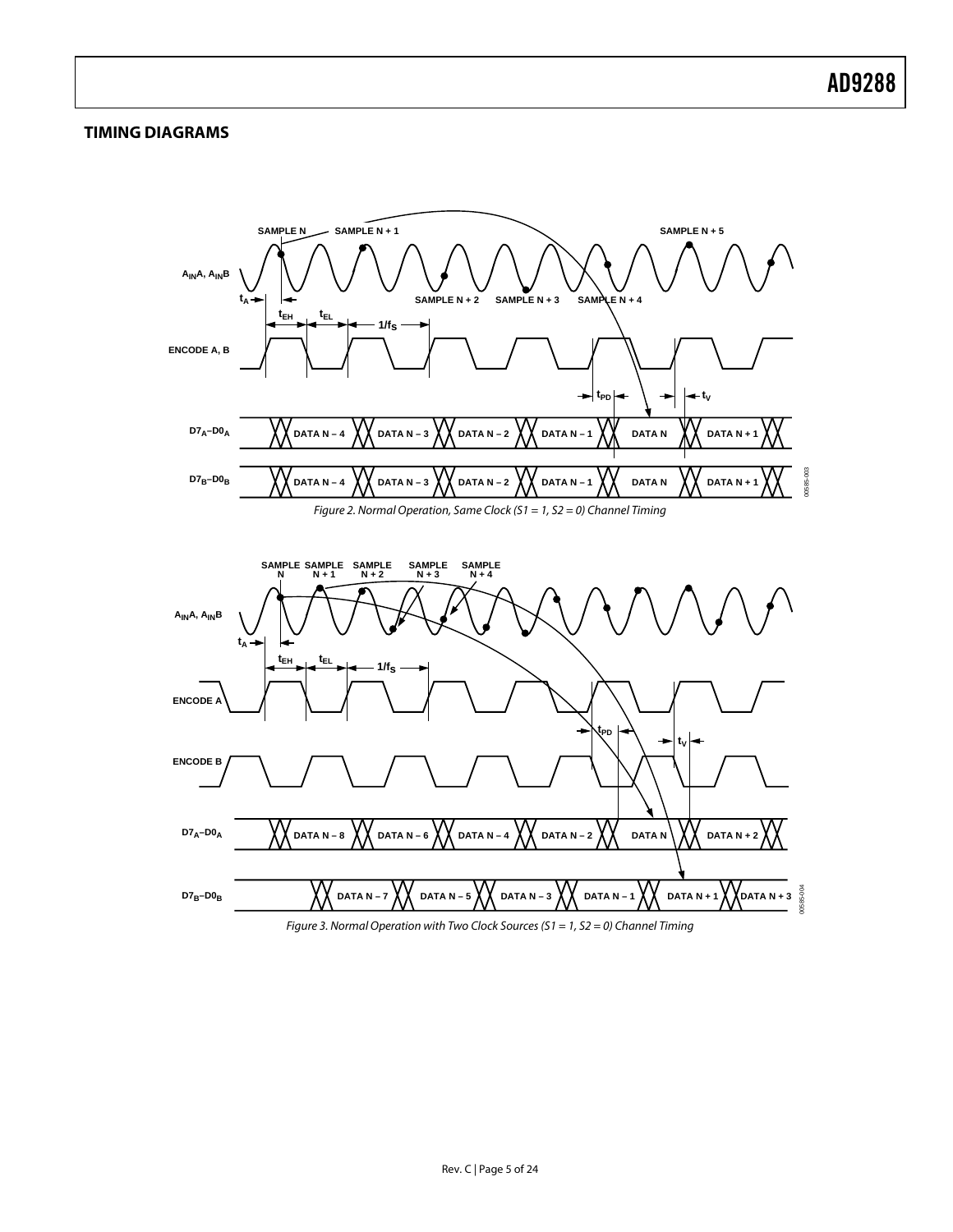## TIMING DIAGRAMS

*Figure 2. Normal Operation, Same Clock (S1 = 1, S2 = 0) Channel Timing*

*Figure 3. Normal Operation with Two Clock Sources (S1 = 1, S2 = 0) Channel Timing*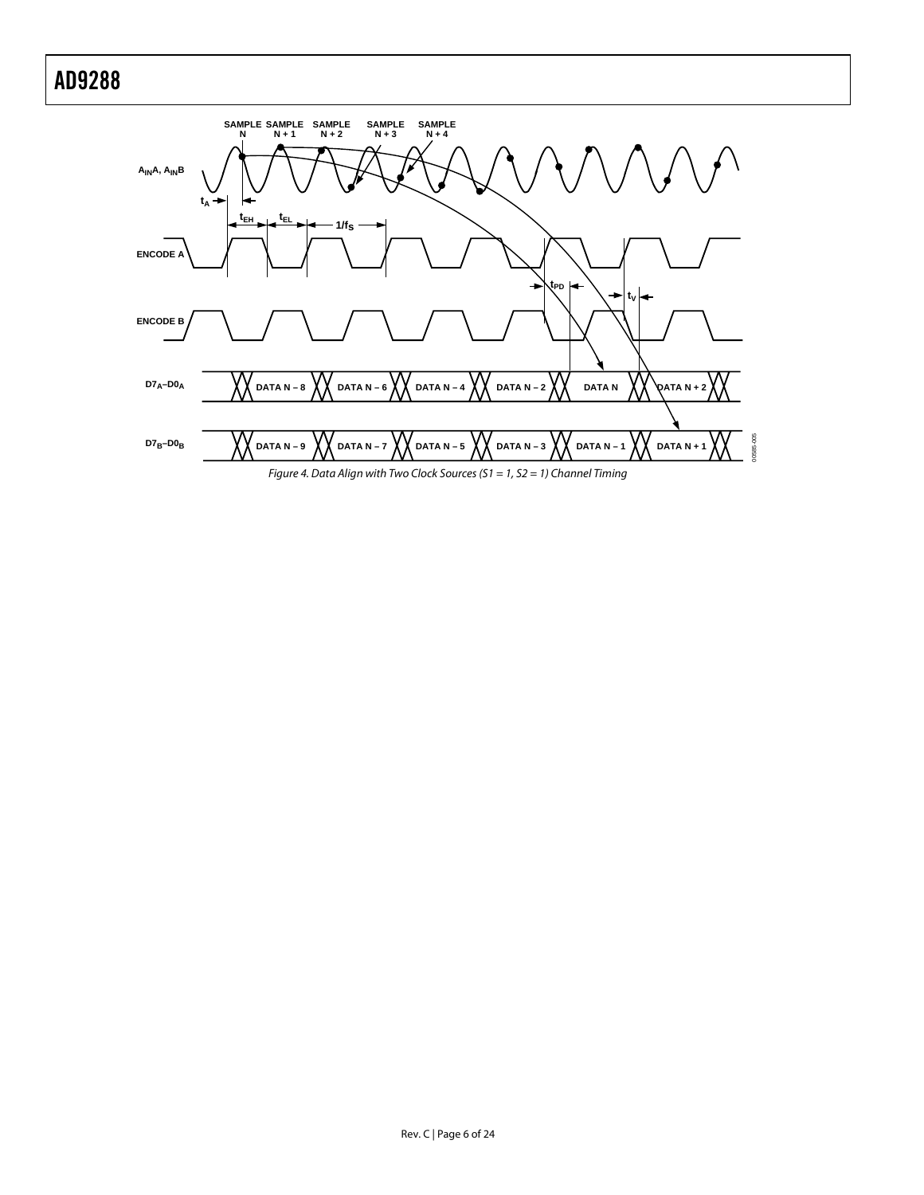Figure 4. Data Align with Two Clock Sources (S1 = 1, S2 = 1) Channel Timing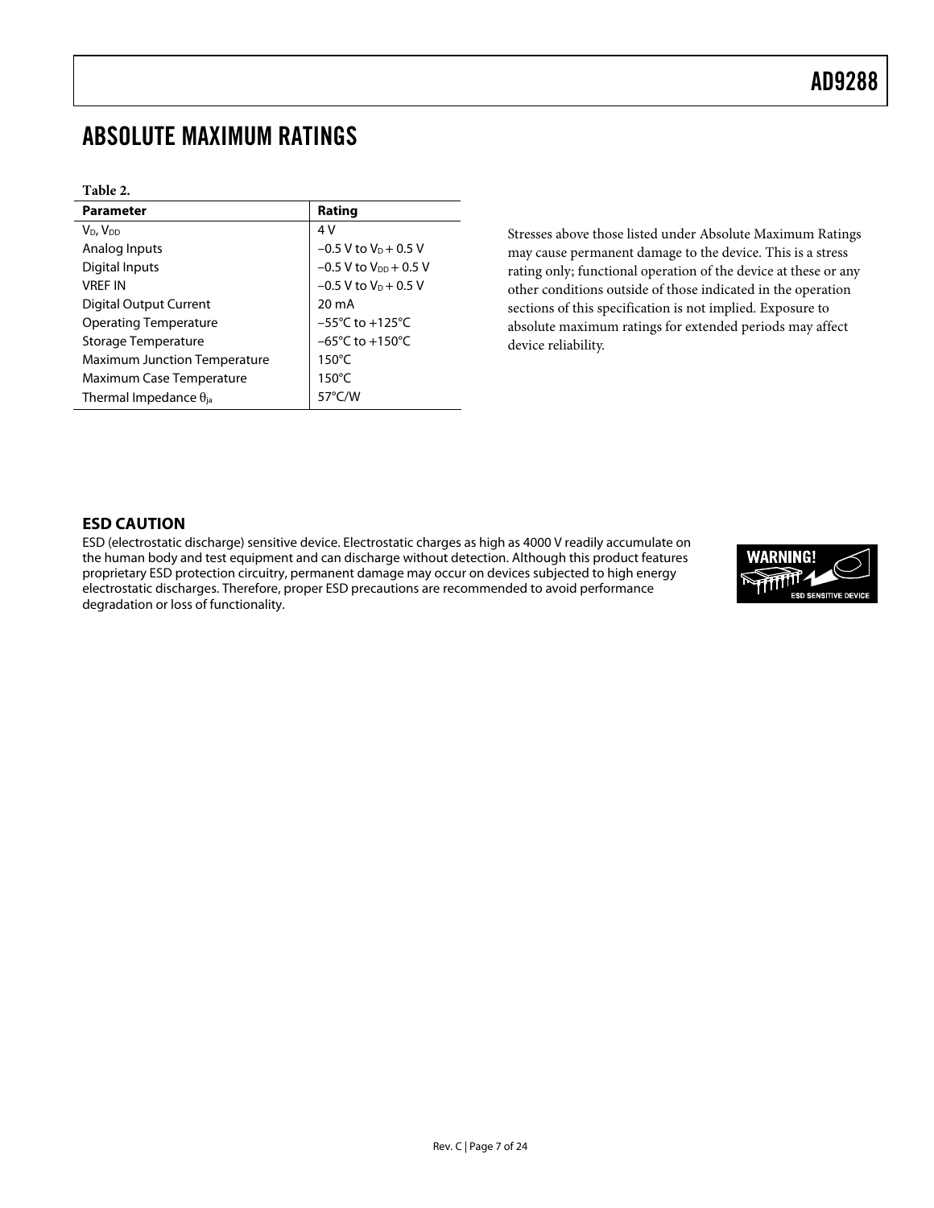# ABSOLUTE MAXIMUM RATINGS

**Table 2.**

| Parameter | Rating |
|---|---|
| $V_D$, $V_{DD}$ | 4 V |
| Analog Inputs | −0.5 V to $V_D$ + 0.5 V |
| Digital Inputs | −0.5 V to $V_{DD}$ + 0.5 V |
| VREF IN | −0.5 V to $V_D$ + 0.5 V |
| Digital Output Current | 20 mA |
| Operating Temperature | −55°C to +125°C |
| Storage Temperature | −65°C to +150°C |
| Maximum Junction Temperature | 150°C |
| Maximum Case Temperature | 150°C |
| Thermal Impedance $\theta_{ja}$ | 57°C/W |

Stresses above those listed under Absolute Maximum Ratings may cause permanent damage to the device. This is a stress rating only; functional operation of the device at these or any other conditions outside of those indicated in the operation sections of this specification is not implied. Exposure to absolute maximum ratings for extended periods may affect device reliability.

## ESD CAUTION

ESD (electrostatic discharge) sensitive device. Electrostatic charges as high as 4000 V readily accumulate on the human body and test equipment and can discharge without detection. Although this product features proprietary ESD protection circuitry, permanent damage may occur on devices subjected to high energy electrostatic discharges. Therefore, proper ESD precautions are recommended to avoid performance degradation or loss of functionality.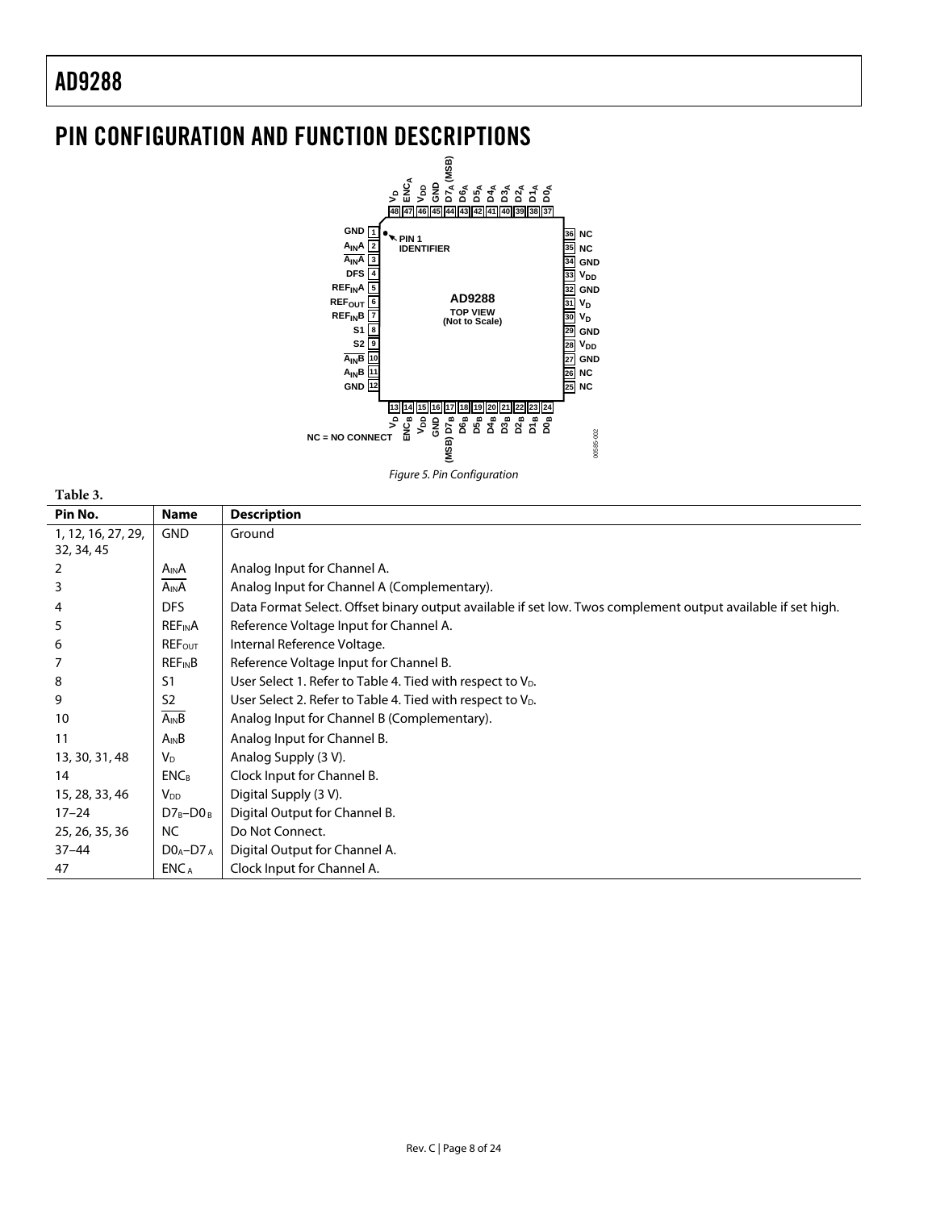## PIN CONFIGURATION AND FUNCTION DESCRIPTIONS

Figure 5. Pin Configuration

**Table 3.**

| Pin No. | Name | Description |
|---|---|---|
| 1, 12, 16, 27, 29, 32, 34, 45 | GND | Ground |
| 2 | $A_{IN}A$ | Analog Input for Channel A. |
| 3 | $\overline{A_{IN}A}$ | Analog Input for Channel A (Complementary). |
| 4 | DFS | Data Format Select. Offset binary output available if set low. Twos complement output available if set high. |
| 5 | $REF_{IN}A$ | Reference Voltage Input for Channel A. |
| 6 | $REF_{OUT}$ | Internal Reference Voltage. |
| 7 | $REF_{IN}B$ | Reference Voltage Input for Channel B. |
| 8 | S1 | User Select 1. Refer to Table 4. Tied with respect to $V_D$. |
| 9 | S2 | User Select 2. Refer to Table 4. Tied with respect to $V_D$. |
| 10 | $\overline{A_{IN}B}$ | Analog Input for Channel B (Complementary). |
| 11 | $A_{IN}B$ | Analog Input for Channel B. |
| 13, 30, 31, 48 | $V_D$ | Analog Supply (3 V). |
| 14 | $ENC_B$ | Clock Input for Channel B. |
| 15, 28, 33, 46 | $V_{DD}$ | Digital Supply (3 V). |
| 17–24 | $D7_B$–$D0_B$ | Digital Output for Channel B. |
| 25, 26, 35, 36 | NC | Do Not Connect. |
| 37–44 | $D0_A$–$D7_A$ | Digital Output for Channel A. |
| 47 | $ENC_A$ | Clock Input for Channel A. |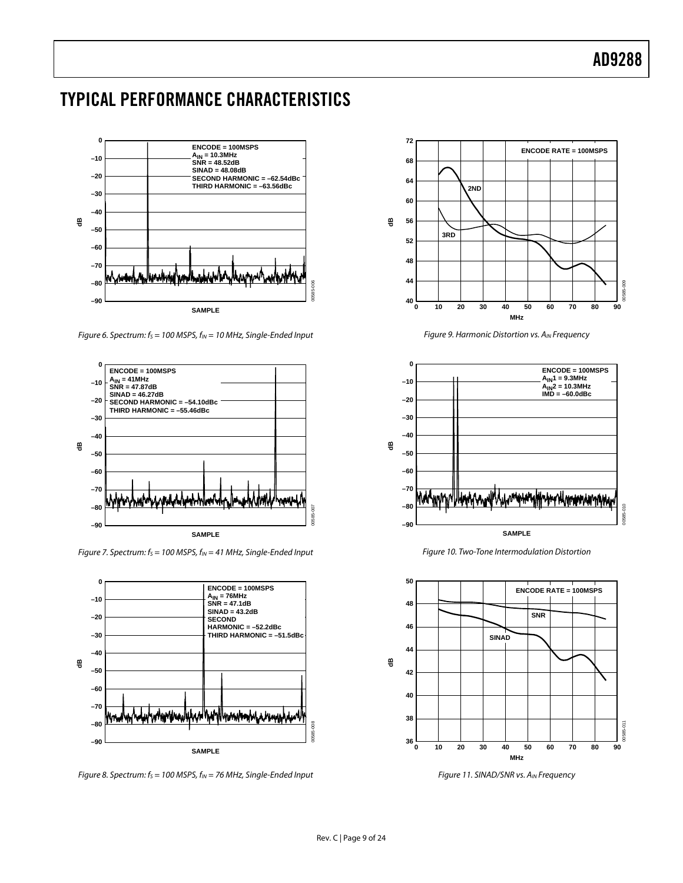## TYPICAL PERFORMANCE CHARACTERISTICS

ENCODE = 100MSPS
$A_{IN}$ = 10.3MHz
SNR = 48.52dB
SINAD = 48.08dB
SECOND HARMONIC = –62.54dBc
THIRD HARMONIC = –63.56dBc

*Figure 6. Spectrum: $f_S$ = 100 MSPS, $f_{IN}$ = 10 MHz, Single-Ended Input*

ENCODE = 100MSPS
$A_{IN}$ = 41MHz
SNR = 47.87dB
SINAD = 46.27dB
SECOND HARMONIC = –54.10dBc
THIRD HARMONIC = –55.46dBc

*Figure 7. Spectrum: $f_S$ = 100 MSPS, $f_{IN}$ = 41 MHz, Single-Ended Input*

ENCODE = 100MSPS
$A_{IN}$ = 76MHz
SNR = 47.1dB
SINAD = 43.2dB
SECOND HARMONIC = –52.2dBc
THIRD HARMONIC = –51.5dBc

*Figure 8. Spectrum: $f_S$ = 100 MSPS, $f_{IN}$ = 76 MHz, Single-Ended Input*

ENCODE RATE = 100MSPS

*Figure 9. Harmonic Distortion vs. $A_{IN}$ Frequency*

ENCODE = 100MSPS
$A_{IN}1$ = 9.3MHz
$A_{IN}2$ = 10.3MHz
IMD = –60.0dBc

*Figure 10. Two-Tone Intermodulation Distortion*

ENCODE RATE = 100MSPS

*Figure 11. SINAD/SNR vs. $A_{IN}$ Frequency*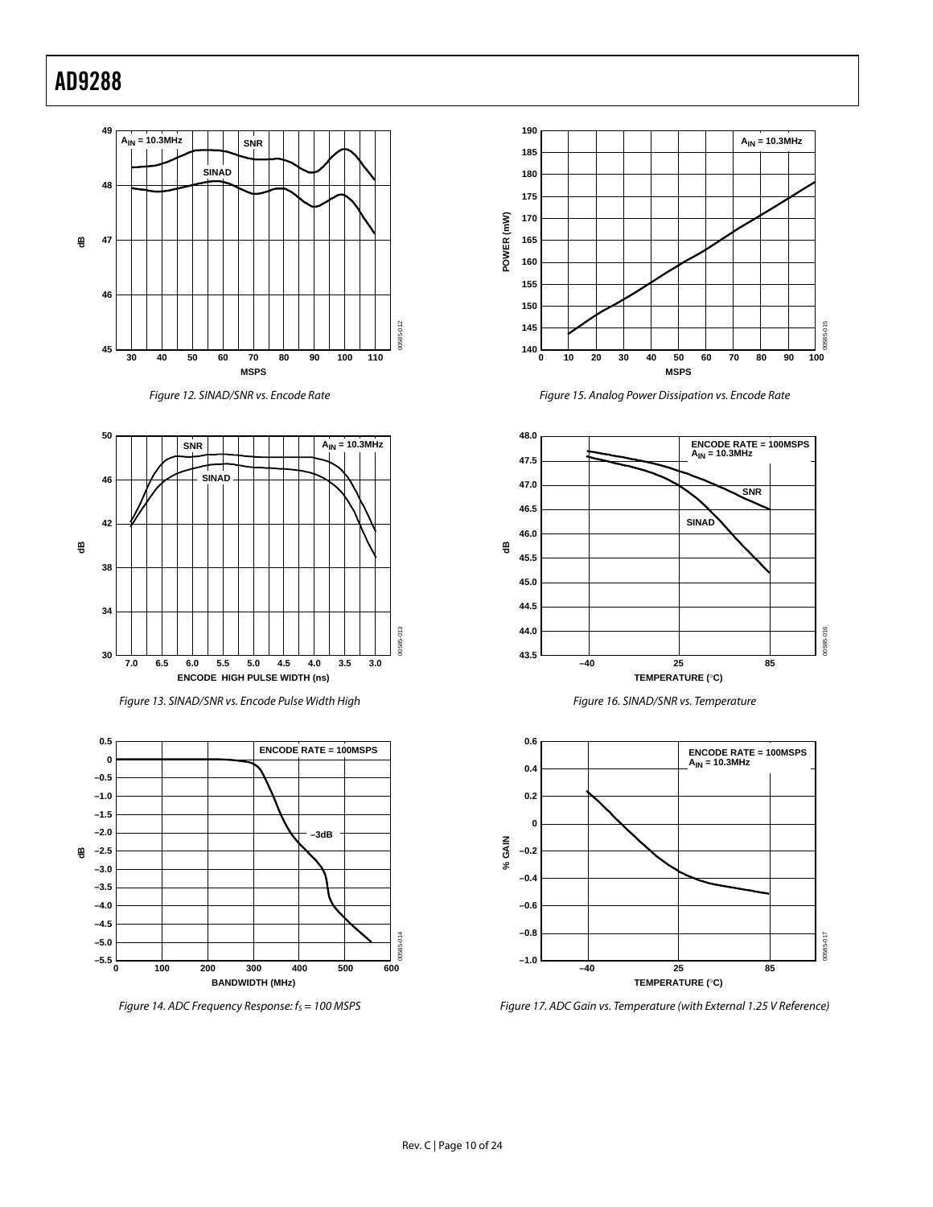Figure 12. SINAD/SNR vs. Encode Rate

Figure 13. SINAD/SNR vs. Encode Pulse Width High

Figure 14. ADC Frequency Response: $f_S$ = 100 MSPS

Figure 15. Analog Power Dissipation vs. Encode Rate

Figure 16. SINAD/SNR vs. Temperature

Figure 17. ADC Gain vs. Temperature (with External 1.25 V Reference)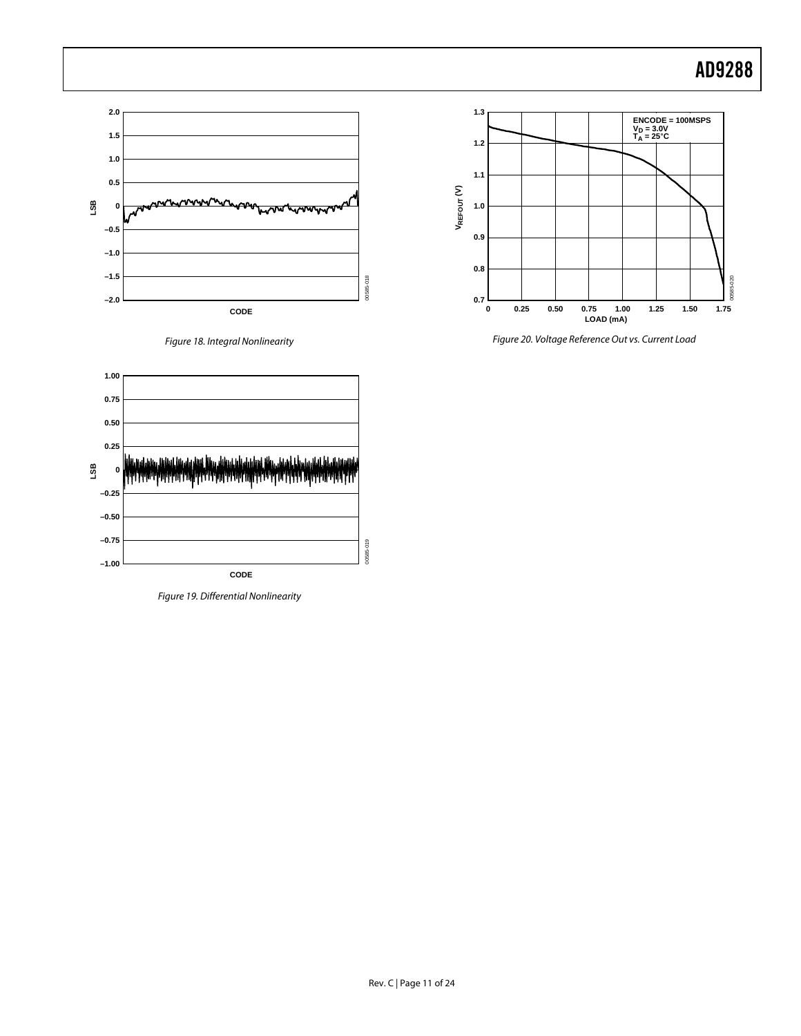Figure 18. Integral Nonlinearity

Figure 19. Differential Nonlinearity

Figure 20. Voltage Reference Out vs. Current Load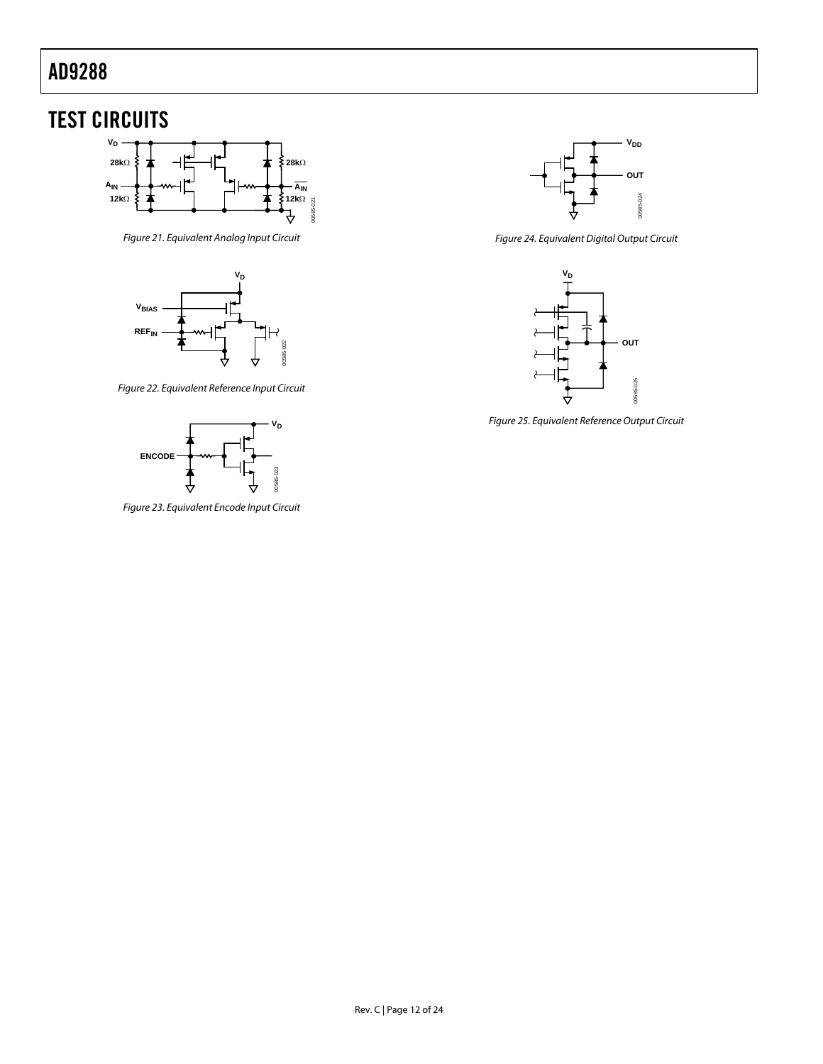# TEST CIRCUITS

Figure 21. Equivalent Analog Input Circuit

Figure 22. Equivalent Reference Input Circuit

Figure 23. Equivalent Encode Input Circuit

Figure 24. Equivalent Digital Output Circuit

Figure 25. Equivalent Reference Output Circuit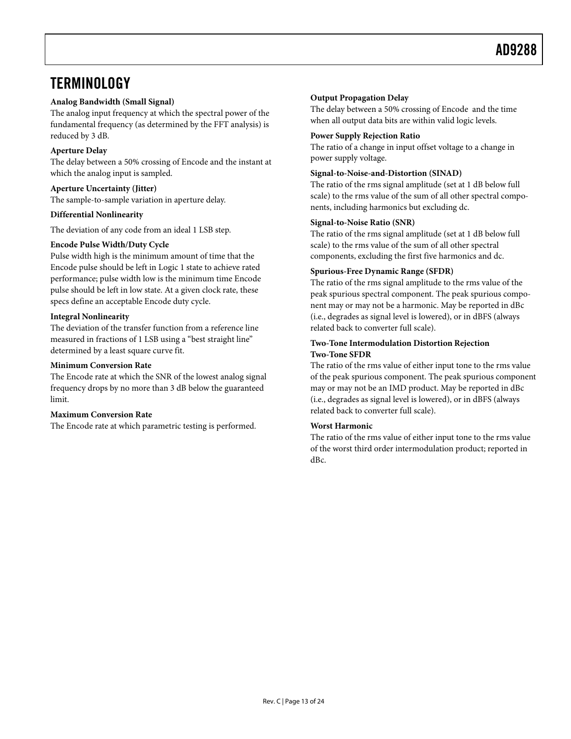# TERMINOLOGY

**Analog Bandwidth (Small Signal)**

The analog input frequency at which the spectral power of the fundamental frequency (as determined by the FFT analysis) is reduced by 3 dB.

**Aperture Delay**

The delay between a 50% crossing of Encode and the instant at which the analog input is sampled.

**Aperture Uncertainty (Jitter)**

The sample-to-sample variation in aperture delay.

**Differential Nonlinearity**

The deviation of any code from an ideal 1 LSB step.

**Encode Pulse Width/Duty Cycle**

Pulse width high is the minimum amount of time that the Encode pulse should be left in Logic 1 state to achieve rated performance; pulse width low is the minimum time Encode pulse should be left in low state. At a given clock rate, these specs define an acceptable Encode duty cycle.

**Integral Nonlinearity**

The deviation of the transfer function from a reference line measured in fractions of 1 LSB using a "best straight line" determined by a least square curve fit.

**Minimum Conversion Rate**

The Encode rate at which the SNR of the lowest analog signal frequency drops by no more than 3 dB below the guaranteed limit.

**Maximum Conversion Rate**

The Encode rate at which parametric testing is performed.

**Output Propagation Delay**

The delay between a 50% crossing of Encode and the time when all output data bits are within valid logic levels.

**Power Supply Rejection Ratio**

The ratio of a change in input offset voltage to a change in power supply voltage.

**Signal-to-Noise-and-Distortion (SINAD)**

The ratio of the rms signal amplitude (set at 1 dB below full scale) to the rms value of the sum of all other spectral components, including harmonics but excluding dc.

**Signal-to-Noise Ratio (SNR)**

The ratio of the rms signal amplitude (set at 1 dB below full scale) to the rms value of the sum of all other spectral components, excluding the first five harmonics and dc.

**Spurious-Free Dynamic Range (SFDR)**

The ratio of the rms signal amplitude to the rms value of the peak spurious spectral component. The peak spurious component may or may not be a harmonic. May be reported in dBc (i.e., degrades as signal level is lowered), or in dBFS (always related back to converter full scale).

**Two-Tone Intermodulation Distortion Rejection**
**Two-Tone SFDR**

The ratio of the rms value of either input tone to the rms value of the peak spurious component. The peak spurious component may or may not be an IMD product. May be reported in dBc (i.e., degrades as signal level is lowered), or in dBFS (always related back to converter full scale).

**Worst Harmonic**

The ratio of the rms value of either input tone to the rms value of the worst third order intermodulation product; reported in dBc.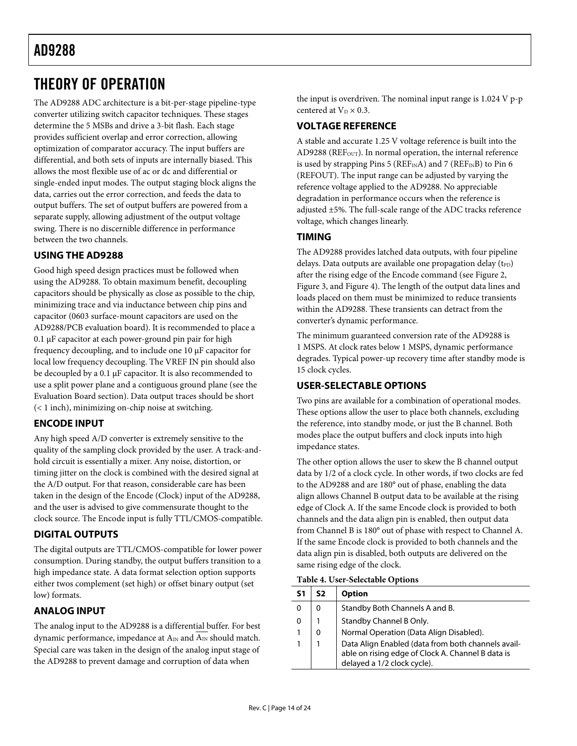# THEORY OF OPERATION

The AD9288 ADC architecture is a bit-per-stage pipeline-type converter utilizing switch capacitor techniques. These stages determine the 5 MSBs and drive a 3-bit flash. Each stage provides sufficient overlap and error correction, allowing optimization of comparator accuracy. The input buffers are differential, and both sets of inputs are internally biased. This allows the most flexible use of ac or dc and differential or single-ended input modes. The output staging block aligns the data, carries out the error correction, and feeds the data to output buffers. The set of output buffers are powered from a separate supply, allowing adjustment of the output voltage swing. There is no discernible difference in performance between the two channels.

## USING THE AD9288

Good high speed design practices must be followed when using the AD9288. To obtain maximum benefit, decoupling capacitors should be physically as close as possible to the chip, minimizing trace and via inductance between chip pins and capacitor (0603 surface-mount capacitors are used on the AD9288/PCB evaluation board). It is recommended to place a 0.1 μF capacitor at each power-ground pin pair for high frequency decoupling, and to include one 10 μF capacitor for local low frequency decoupling. The VREF IN pin should also be decoupled by a 0.1 μF capacitor. It is also recommended to use a split power plane and a contiguous ground plane (see the Evaluation Board section). Data output traces should be short (< 1 inch), minimizing on-chip noise at switching.

## ENCODE INPUT

Any high speed A/D converter is extremely sensitive to the quality of the sampling clock provided by the user. A track-and-hold circuit is essentially a mixer. Any noise, distortion, or timing jitter on the clock is combined with the desired signal at the A/D output. For that reason, considerable care has been taken in the design of the Encode (Clock) input of the AD9288, and the user is advised to give commensurate thought to the clock source. The Encode input is fully TTL/CMOS-compatible.

## DIGITAL OUTPUTS

The digital outputs are TTL/CMOS-compatible for lower power consumption. During standby, the output buffers transition to a high impedance state. A data format selection option supports either twos complement (set high) or offset binary output (set low) formats.

## ANALOG INPUT

The analog input to the AD9288 is a differential buffer. For best dynamic performance, impedance at $A_{IN}$ and $\overline{A_{IN}}$ should match. Special care was taken in the design of the analog input stage of the AD9288 to prevent damage and corruption of data when the input is overdriven. The nominal input range is 1.024 V p-p centered at $V_D \times 0.3$.

## VOLTAGE REFERENCE

A stable and accurate 1.25 V voltage reference is built into the AD9288 ($REF_{OUT}$). In normal operation, the internal reference is used by strapping Pins 5 ($REF_{IN}A$) and 7 ($REF_{IN}B$) to Pin 6 (REFOUT). The input range can be adjusted by varying the reference voltage applied to the AD9288. No appreciable degradation in performance occurs when the reference is adjusted ±5%. The full-scale range of the ADC tracks reference voltage, which changes linearly.

## TIMING

The AD9288 provides latched data outputs, with four pipeline delays. Data outputs are available one propagation delay ($t_{PD}$) after the rising edge of the Encode command (see Figure 2, Figure 3, and Figure 4). The length of the output data lines and loads placed on them must be minimized to reduce transients within the AD9288. These transients can detract from the converter's dynamic performance.

The minimum guaranteed conversion rate of the AD9288 is 1 MSPS. At clock rates below 1 MSPS, dynamic performance degrades. Typical power-up recovery time after standby mode is 15 clock cycles.

## USER-SELECTABLE OPTIONS

Two pins are available for a combination of operational modes. These options allow the user to place both channels, excluding the reference, into standby mode, or just the B channel. Both modes place the output buffers and clock inputs into high impedance states.

The other option allows the user to skew the B channel output data by 1/2 of a clock cycle. In other words, if two clocks are fed to the AD9288 and are 180° out of phase, enabling the data align allows Channel B output data to be available at the rising edge of Clock A. If the same Encode clock is provided to both channels and the data align pin is enabled, then output data from Channel B is 180° out of phase with respect to Channel A. If the same Encode clock is provided to both channels and the data align pin is disabled, both outputs are delivered on the same rising edge of the clock.

**Table 4. User-Selectable Options**

| S1 | S2 | Option |
|---|---|---|
| 0 | 0 | Standby Both Channels A and B. |
| 0 | 1 | Standby Channel B Only. |
| 1 | 0 | Normal Operation (Data Align Disabled). |
| 1 | 1 | Data Align Enabled (data from both channels available on rising edge of Clock A. Channel B data is delayed a 1/2 clock cycle). |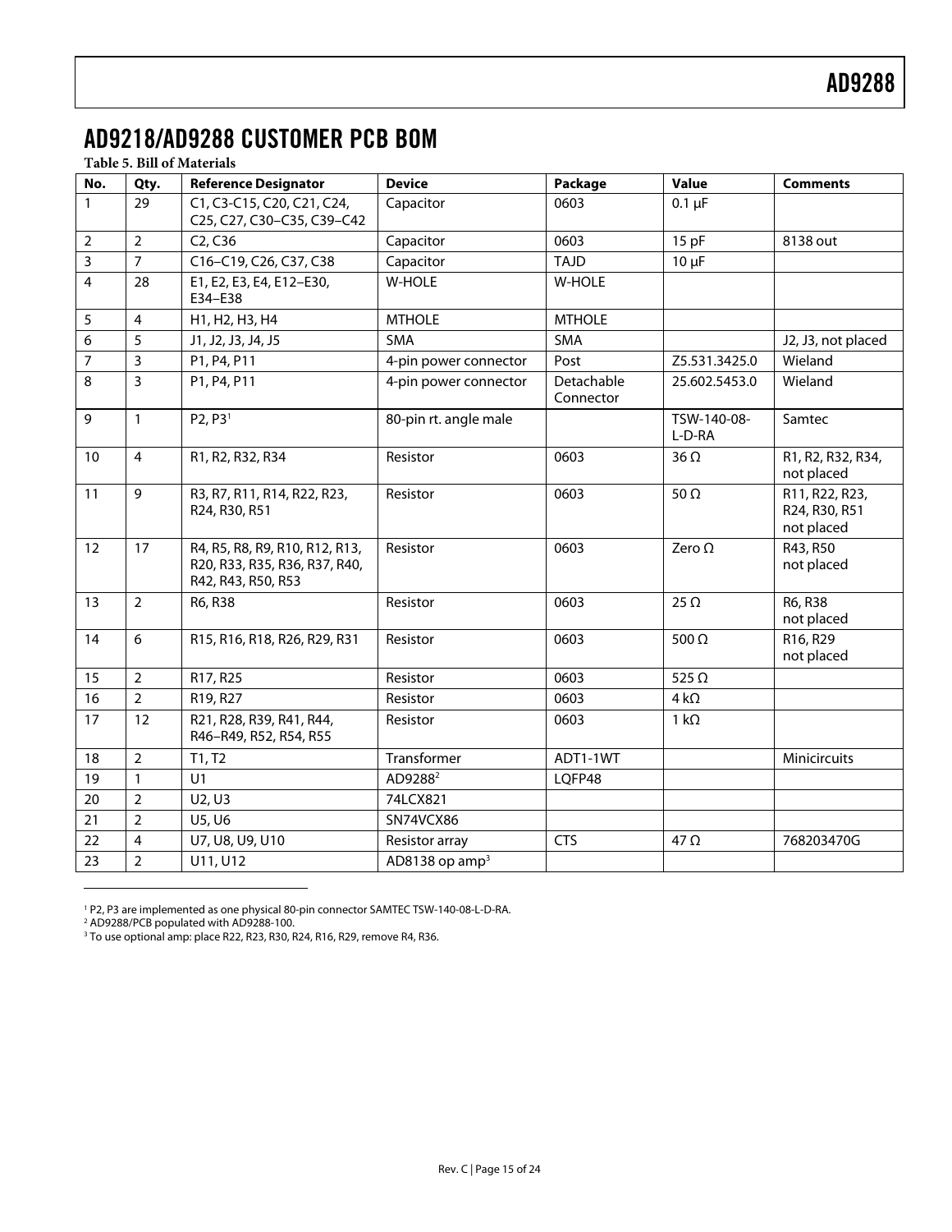## AD9218/AD9288 CUSTOMER PCB BOM

**Table 5. Bill of Materials**

| No. | Qty. | Reference Designator | Device | Package | Value | Comments |
|---|---|---|---|---|---|---|
| 1 | 29 | C1, C3-C15, C20, C21, C24, C25, C27, C30–C35, C39–C42 | Capacitor | 0603 | 0.1 µF | |
| 2 | 2 | C2, C36 | Capacitor | 0603 | 15 pF | 8138 out |
| 3 | 7 | C16–C19, C26, C37, C38 | Capacitor | TAJD | 10 µF | |
| 4 | 28 | E1, E2, E3, E4, E12–E30, E34–E38 | W-HOLE | W-HOLE | | |
| 5 | 4 | H1, H2, H3, H4 | MTHOLE | MTHOLE | | |
| 6 | 5 | J1, J2, J3, J4, J5 | SMA | SMA | | J2, J3, not placed |
| 7 | 3 | P1, P4, P11 | 4-pin power connector | Post | Z5.531.3425.0 | Wieland |
| 8 | 3 | P1, P4, P11 | 4-pin power connector | Detachable Connector | 25.602.5453.0 | Wieland |
| 9 | 1 | P2, P3[1] | 80-pin rt. angle male | | TSW-140-08-L-D-RA | Samtec |
| 10 | 4 | R1, R2, R32, R34 | Resistor | 0603 | 36 Ω | R1, R2, R32, R34, not placed |
| 11 | 9 | R3, R7, R11, R14, R22, R23, R24, R30, R51 | Resistor | 0603 | 50 Ω | R11, R22, R23, R24, R30, R51 not placed |
| 12 | 17 | R4, R5, R8, R9, R10, R12, R13, R20, R33, R35, R36, R37, R40, R42, R43, R50, R53 | Resistor | 0603 | Zero Ω | R43, R50 not placed |
| 13 | 2 | R6, R38 | Resistor | 0603 | 25 Ω | R6, R38 not placed |
| 14 | 6 | R15, R16, R18, R26, R29, R31 | Resistor | 0603 | 500 Ω | R16, R29 not placed |
| 15 | 2 | R17, R25 | Resistor | 0603 | 525 Ω | |
| 16 | 2 | R19, R27 | Resistor | 0603 | 4 kΩ | |
| 17 | 12 | R21, R28, R39, R41, R44, R46–R49, R52, R54, R55 | Resistor | 0603 | 1 kΩ | |
| 18 | 2 | T1, T2 | Transformer | ADT1-1WT | | Minicircuits |
| 19 | 1 | U1 | AD9288[2] | LQFP48 | | |
| 20 | 2 | U2, U3 | 74LCX821 | | | |
| 21 | 2 | U5, U6 | SN74VCX86 | | | |
| 22 | 4 | U7, U8, U9, U10 | Resistor array | CTS | 47 Ω | 768203470G |
| 23 | 2 | U11, U12 | AD8138 op amp[3] | | | |

[1] P2, P3 are implemented as one physical 80-pin connector SAMTEC TSW-140-08-L-D-RA.
[2] AD9288/PCB populated with AD9288-100.
[3] To use optional amp: place R22, R23, R30, R24, R16, R29, remove R4, R36.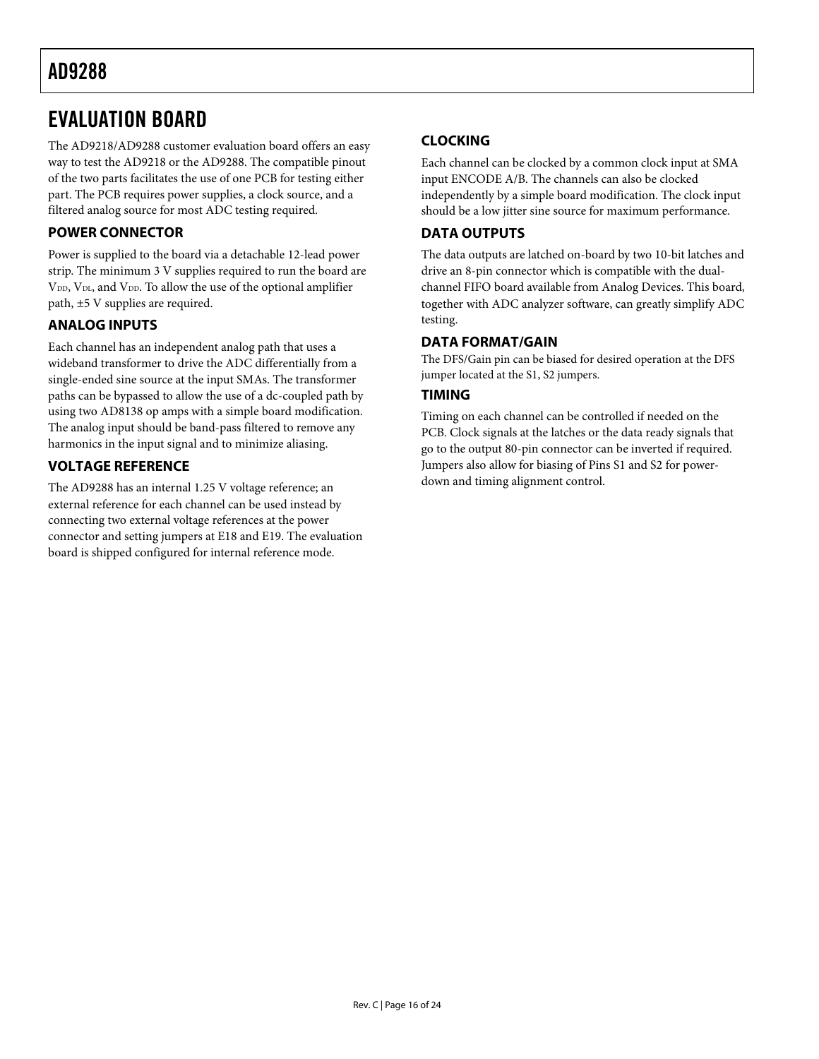# EVALUATION BOARD

The AD9218/AD9288 customer evaluation board offers an easy way to test the AD9218 or the AD9288. The compatible pinout of the two parts facilitates the use of one PCB for testing either part. The PCB requires power supplies, a clock source, and a filtered analog source for most ADC testing required.

## POWER CONNECTOR

Power is supplied to the board via a detachable 12-lead power strip. The minimum 3 V supplies required to run the board are $V_{DD}$, $V_{DL}$, and $V_{DD}$. To allow the use of the optional amplifier path, ±5 V supplies are required.

## ANALOG INPUTS

Each channel has an independent analog path that uses a wideband transformer to drive the ADC differentially from a single-ended sine source at the input SMAs. The transformer paths can be bypassed to allow the use of a dc-coupled path by using two AD8138 op amps with a simple board modification. The analog input should be band-pass filtered to remove any harmonics in the input signal and to minimize aliasing.

## VOLTAGE REFERENCE

The AD9288 has an internal 1.25 V voltage reference; an external reference for each channel can be used instead by connecting two external voltage references at the power connector and setting jumpers at E18 and E19. The evaluation board is shipped configured for internal reference mode.

## CLOCKING

Each channel can be clocked by a common clock input at SMA input ENCODE A/B. The channels can also be clocked independently by a simple board modification. The clock input should be a low jitter sine source for maximum performance.

## DATA OUTPUTS

The data outputs are latched on-board by two 10-bit latches and drive an 8-pin connector which is compatible with the dual-channel FIFO board available from Analog Devices. This board, together with ADC analyzer software, can greatly simplify ADC testing.

## DATA FORMAT/GAIN

The DFS/Gain pin can be biased for desired operation at the DFS jumper located at the S1, S2 jumpers.

## TIMING

Timing on each channel can be controlled if needed on the PCB. Clock signals at the latches or the data ready signals that go to the output 80-pin connector can be inverted if required. Jumpers also allow for biasing of Pins S1 and S2 for power-down and timing alignment control.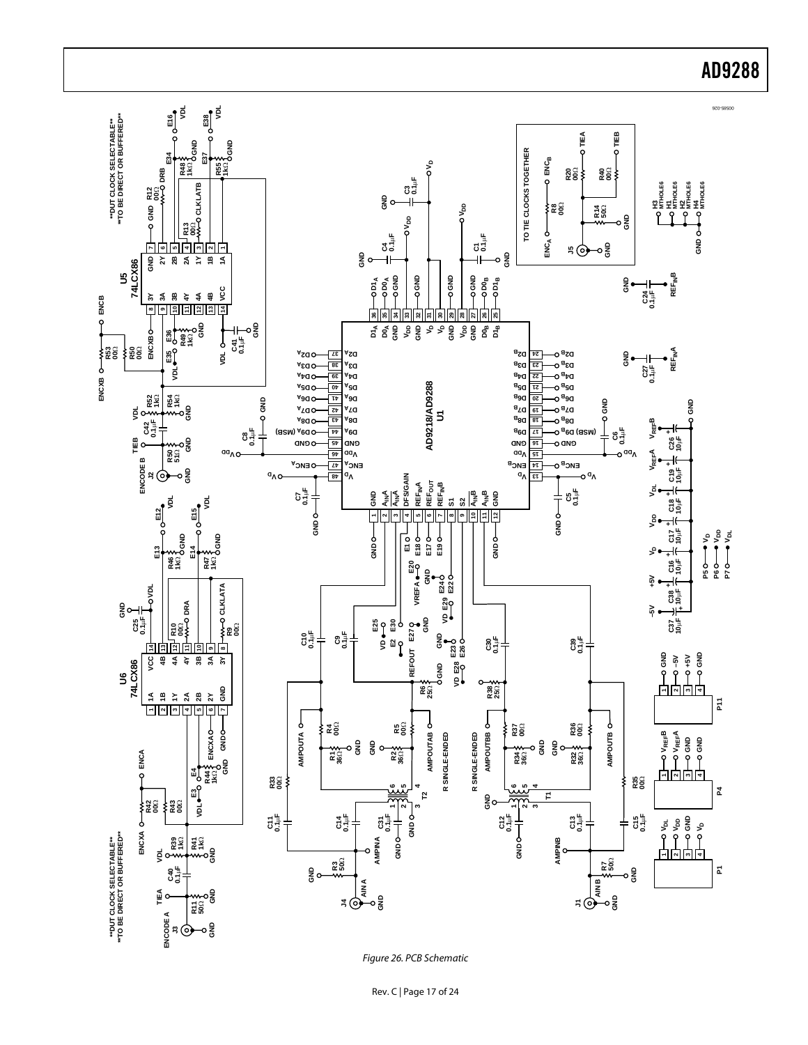Figure 26. PCB Schematic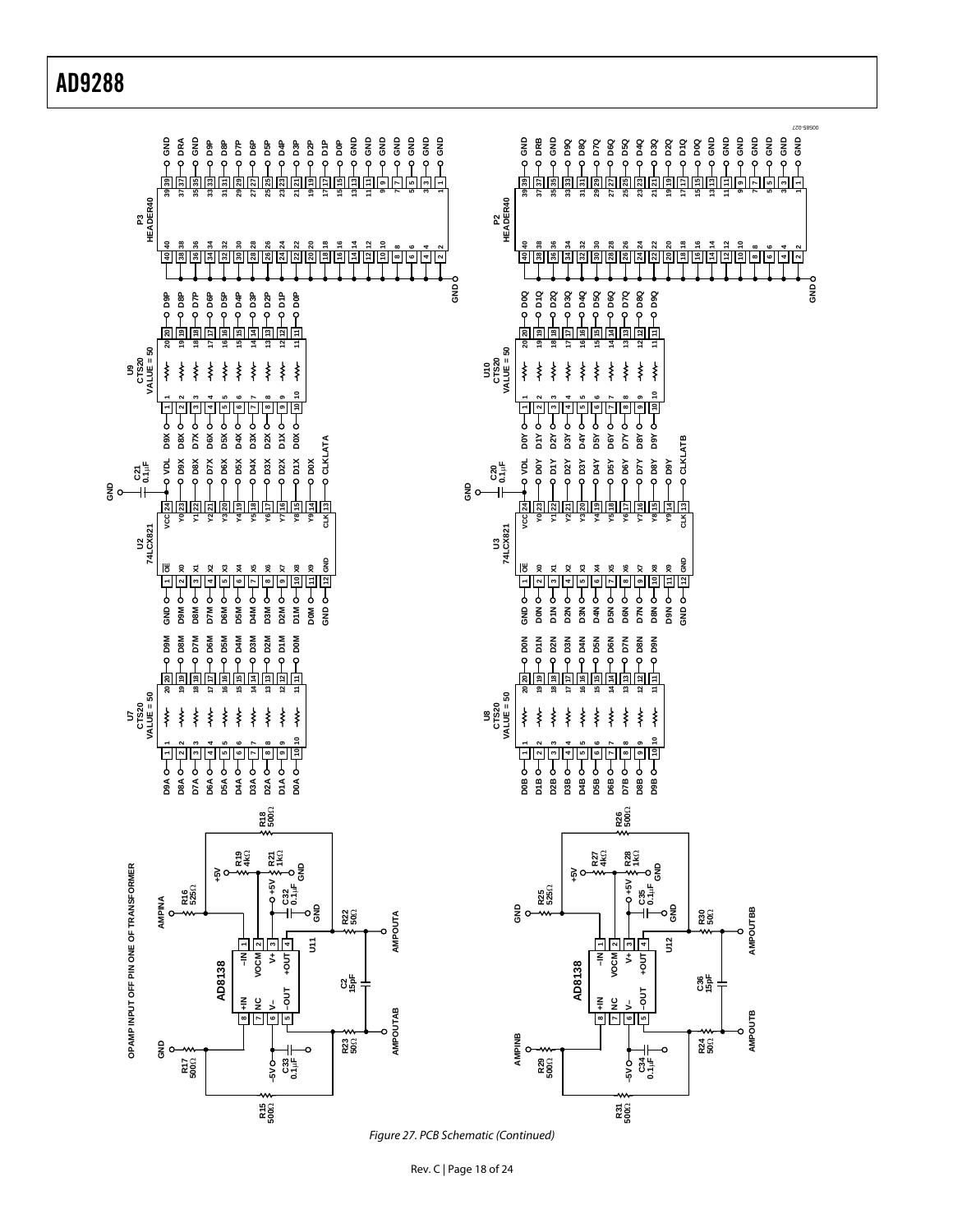Figure 27. PCB Schematic (Continued)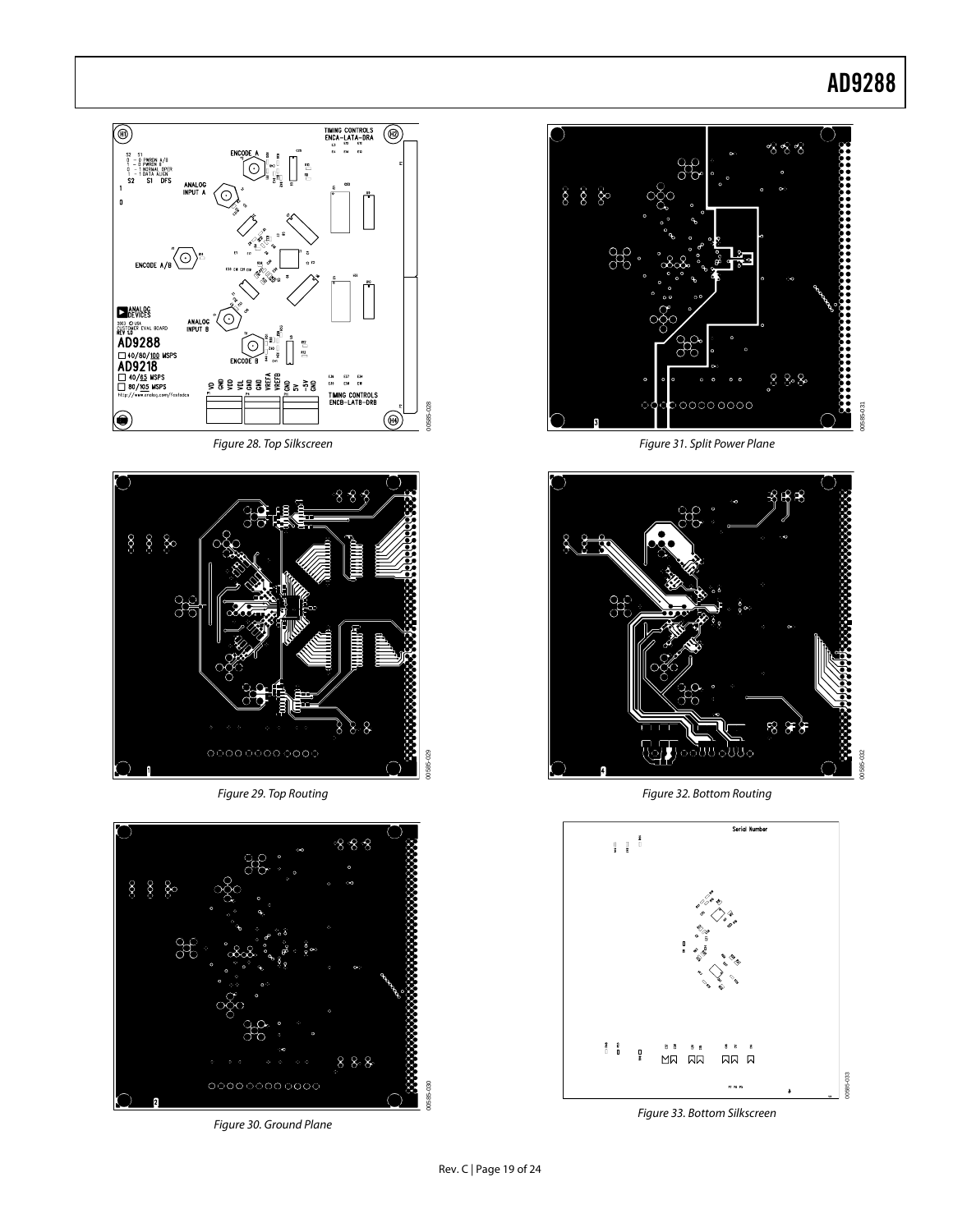Figure 28. Top Silkscreen

Figure 29. Top Routing

Figure 30. Ground Plane

Figure 31. Split Power Plane

Figure 32. Bottom Routing

Figure 33. Bottom Silkscreen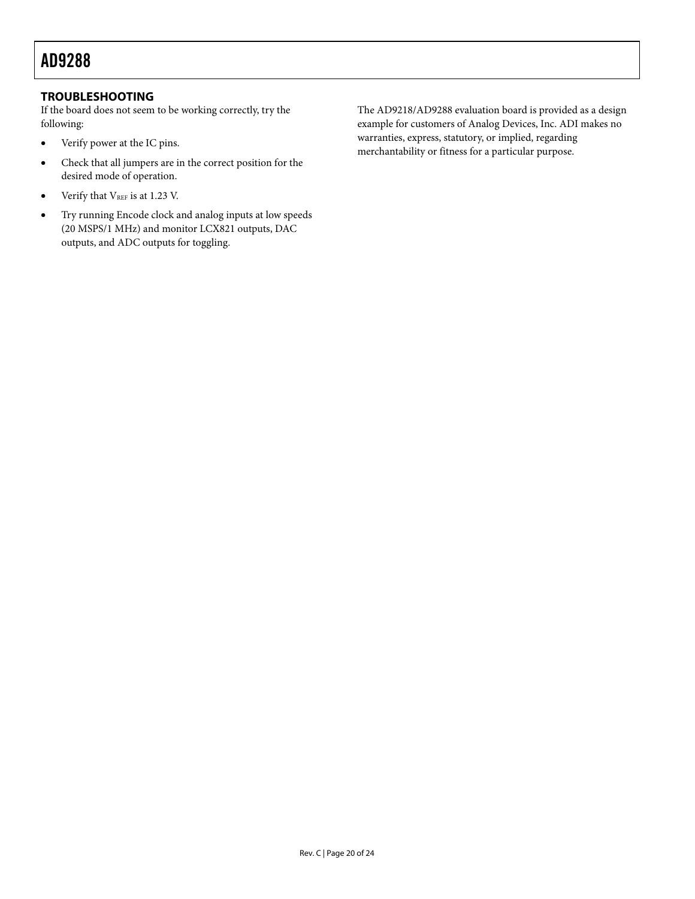## TROUBLESHOOTING

If the board does not seem to be working correctly, try the following:

- Verify power at the IC pins.
- Check that all jumpers are in the correct position for the desired mode of operation.
- Verify that $V_{REF}$ is at 1.23 V.
- Try running Encode clock and analog inputs at low speeds (20 MSPS/1 MHz) and monitor LCX821 outputs, DAC outputs, and ADC outputs for toggling.

The AD9218/AD9288 evaluation board is provided as a design example for customers of Analog Devices, Inc. ADI makes no warranties, express, statutory, or implied, regarding merchantability or fitness for a particular purpose.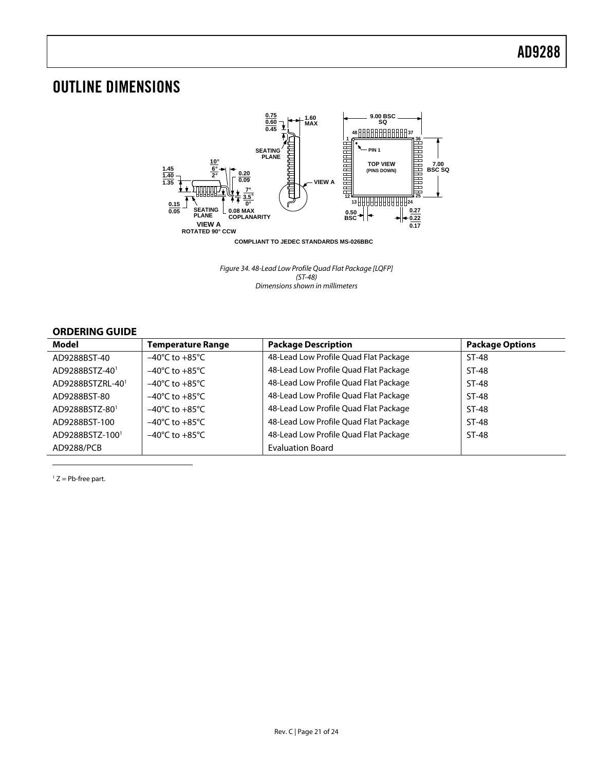## OUTLINE DIMENSIONS

Figure 34. 48-Lead Low Profile Quad Flat Package [LQFP]
(ST-48)
Dimensions shown in millimeters

### ORDERING GUIDE

| Model | Temperature Range | Package Description | Package Options |
|---|---|---|---|
| AD9288BST-40 | –40°C to +85°C | 48-Lead Low Profile Quad Flat Package | ST-48 |
| AD9288BSTZ-40[1] | –40°C to +85°C | 48-Lead Low Profile Quad Flat Package | ST-48 |
| AD9288BSTZRL-40[1] | –40°C to +85°C | 48-Lead Low Profile Quad Flat Package | ST-48 |
| AD9288BST-80 | –40°C to +85°C | 48-Lead Low Profile Quad Flat Package | ST-48 |
| AD9288BSTZ-80[1] | –40°C to +85°C | 48-Lead Low Profile Quad Flat Package | ST-48 |
| AD9288BST-100 | –40°C to +85°C | 48-Lead Low Profile Quad Flat Package | ST-48 |
| AD9288BSTZ-100[1] | –40°C to +85°C | 48-Lead Low Profile Quad Flat Package | ST-48 |
| AD9288/PCB | | Evaluation Board | |

[1] Z = Pb-free part.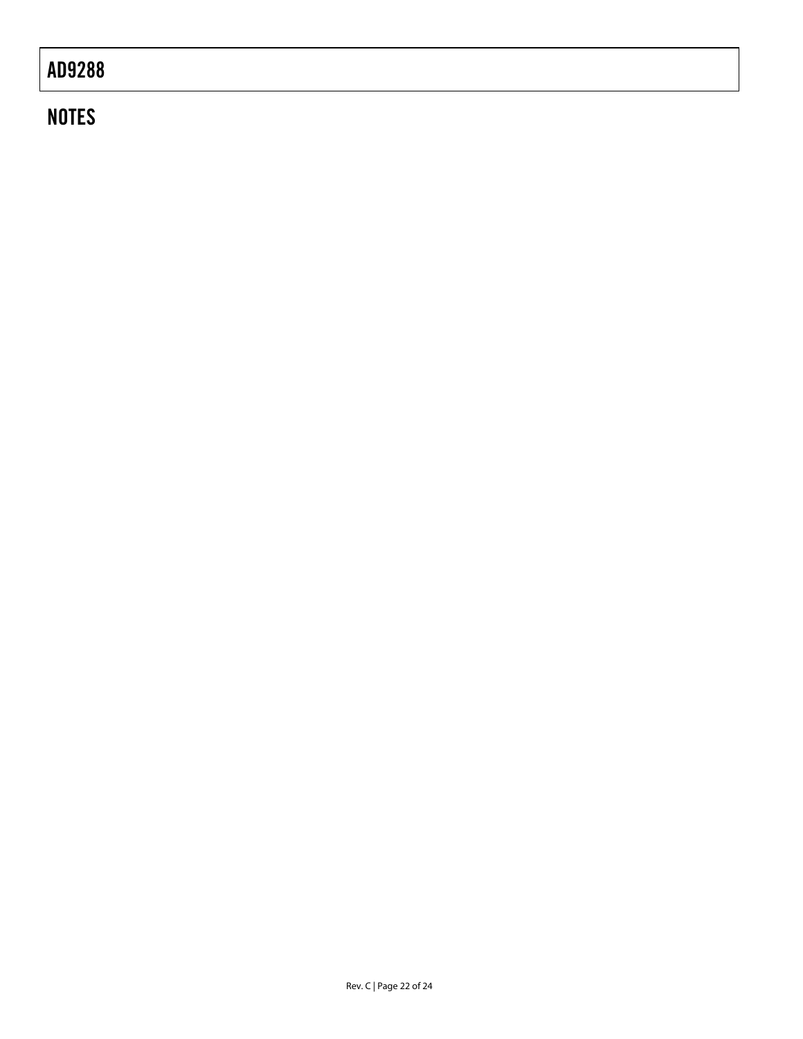## NOTES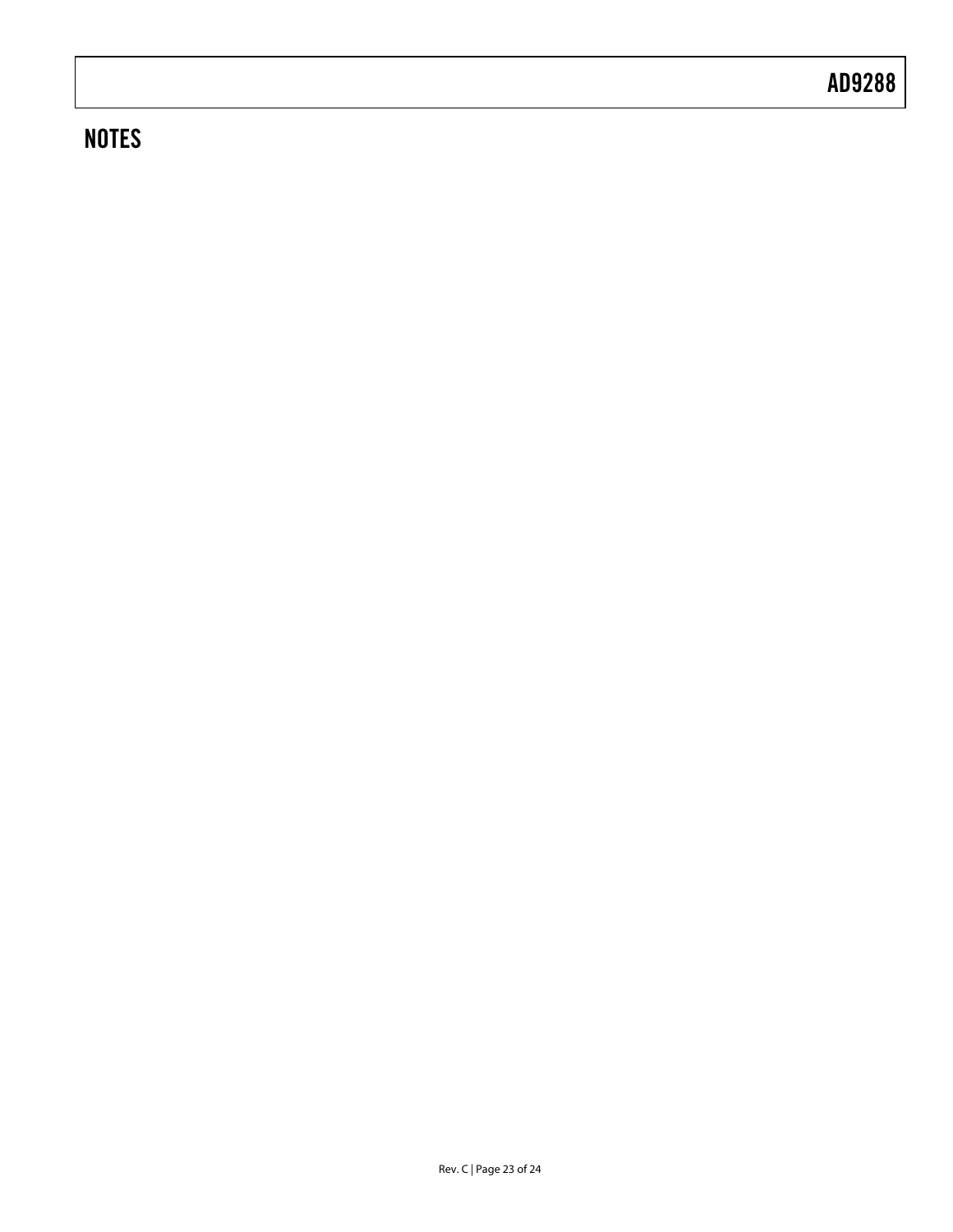## NOTES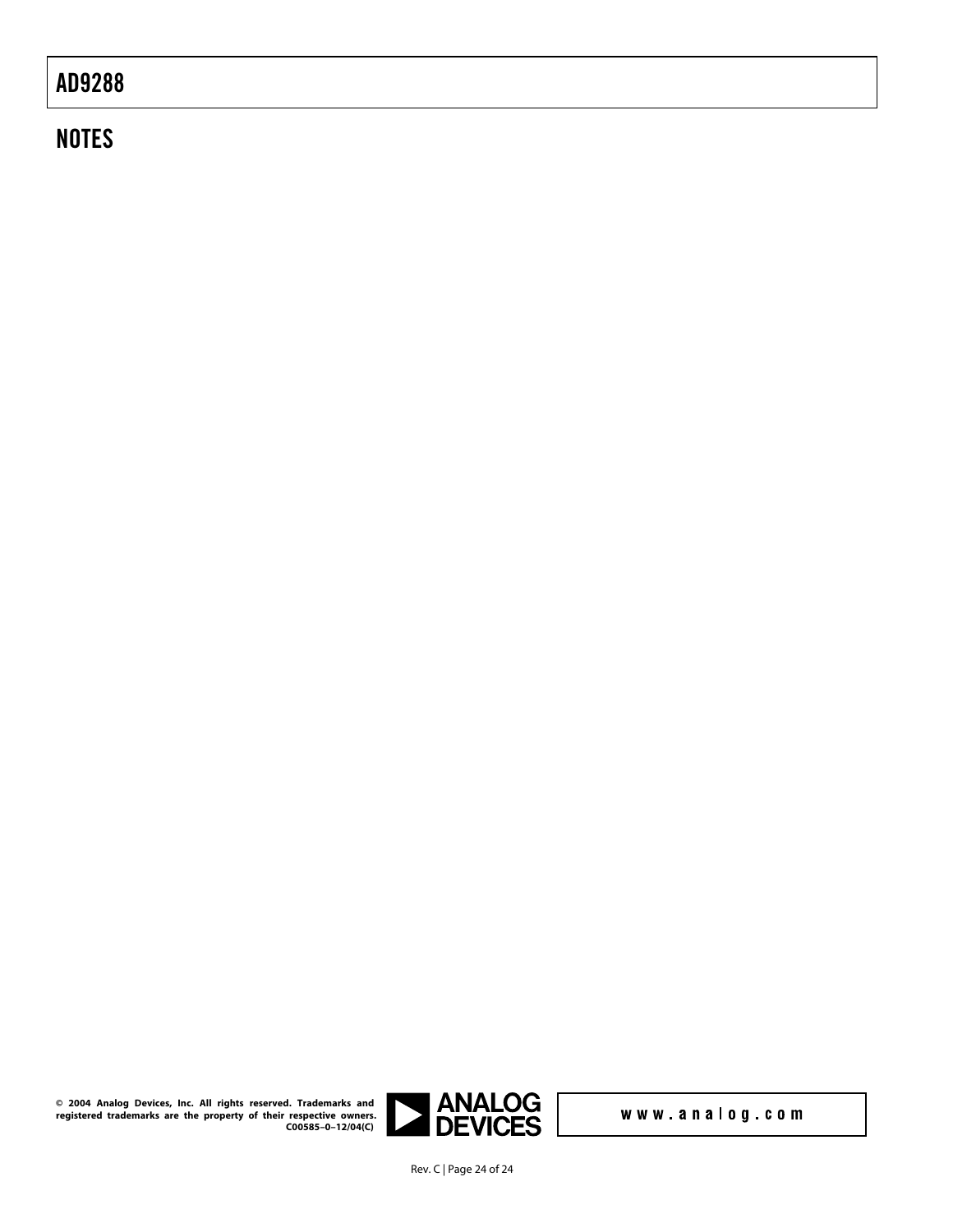## NOTES

© 2004 Analog Devices, Inc. All rights reserved. Trademarks and registered trademarks are the property of their respective owners.
C00585–0–12/04(C)

ANALOG DEVICES

www.analog.com